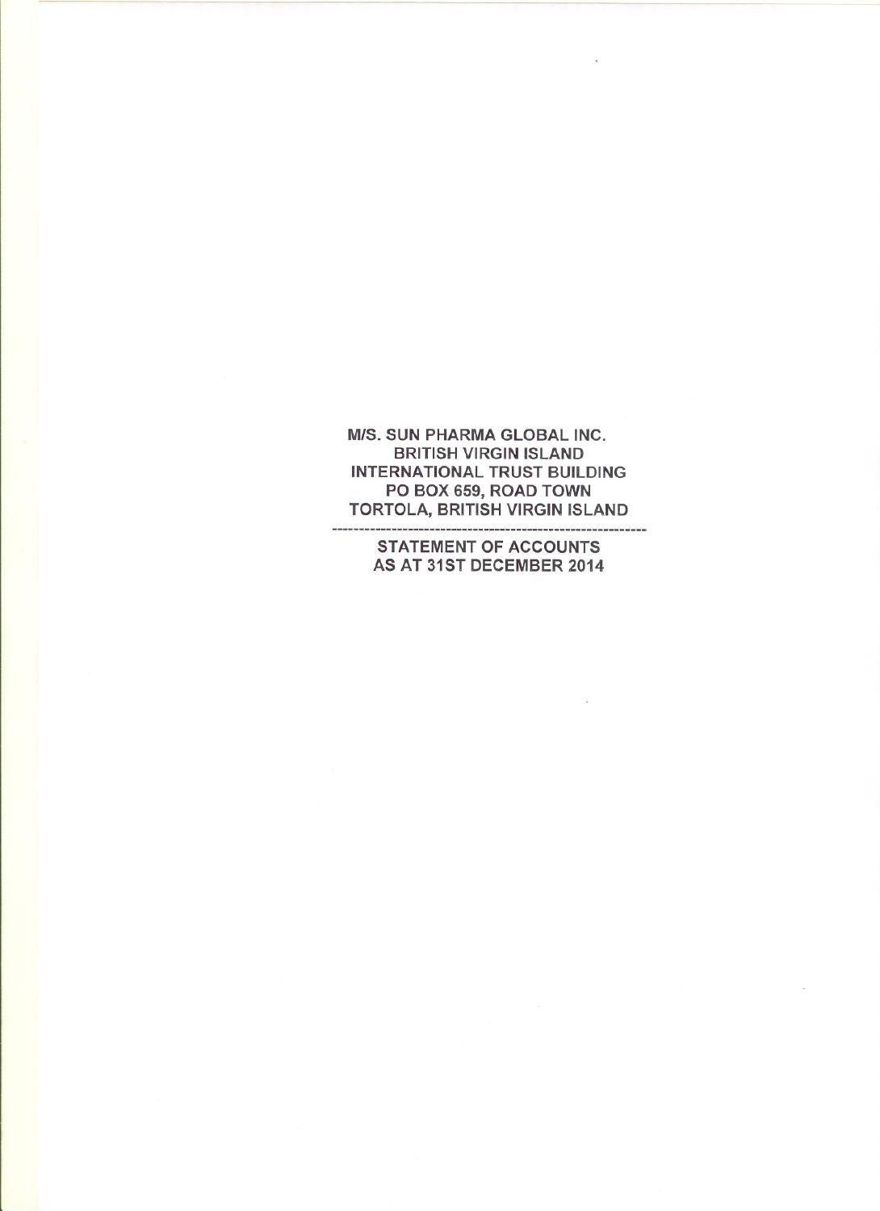**M/S. SUN PHARMA GLOBAL INC.**
**BRITISH VIRGIN ISLAND**
**INTERNATIONAL TRUST BUILDING**
**PO BOX 659, ROAD TOWN**
**TORTOLA, BRITISH VIRGIN ISLAND**

---

**STATEMENT OF ACCOUNTS**
**AS AT 31ST DECEMBER 2014**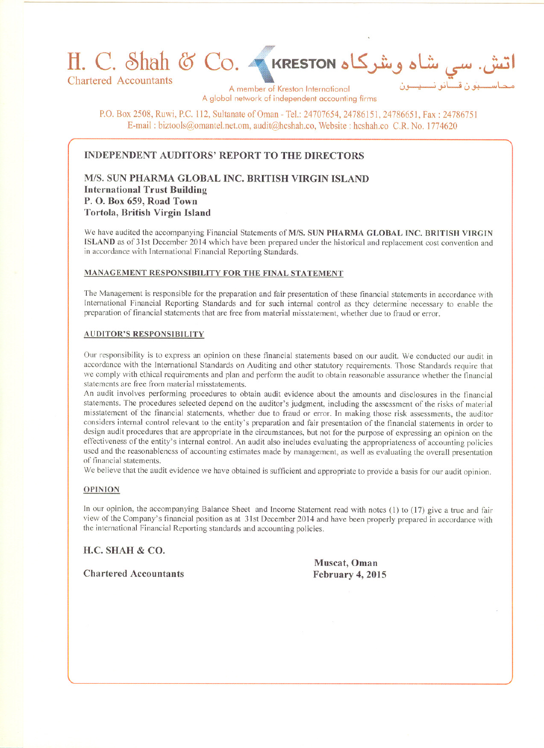H. C. Shah & Co. KRESTON اتش. سي شاه وشركاه

Chartered Accountants محاسبون قانونيون

A member of Kreston International
A global network of independent accounting firms

P.O. Box 2508, Ruwi, P.C. 112, Sultanate of Oman - Tel.: 24707654, 24786151, 24786651, Fax : 24786751
E-mail : biztools@omantel.net.om, audit@hcshah.co, Website : hcshah.co C.R. No. 1774620

## INDEPENDENT AUDITORS' REPORT TO THE DIRECTORS

**M/S. SUN PHARMA GLOBAL INC. BRITISH VIRGIN ISLAND**
**International Trust Building**
**P. O. Box 659, Road Town**
**Tortola, British Virgin Island**

We have audited the accompanying Financial Statements of **M/S. SUN PHARMA GLOBAL INC. BRITISH VIRGIN ISLAND** as of 31st December 2014 which have been prepared under the historical and replacement cost convention and in accordance with International Financial Reporting Standards.

### MANAGEMENT RESPONSIBILITY FOR THE FINAL STATEMENT

The Management is responsible for the preparation and fair presentation of these financial statements in accordance with International Financial Reporting Standards and for such internal control as they determine necessary to enable the preparation of financial statements that are free from material misstatement, whether due to fraud or error.

### AUDITOR'S RESPONSIBILITY

Our responsibility is to express an opinion on these financial statements based on our audit. We conducted our audit in accordance with the International Standards on Auditing and other statutory requirements. Those Standards require that we comply with ethical requirements and plan and perform the audit to obtain reasonable assurance whether the financial statements are free from material misstatements.

An audit involves performing procedures to obtain audit evidence about the amounts and disclosures in the financial statements. The procedures selected depend on the auditor's judgment, including the assessment of the risks of material misstatement of the financial statements, whether due to fraud or error. In making those risk assessments, the auditor considers internal control relevant to the entity's preparation and fair presentation of the financial statements in order to design audit procedures that are appropriate in the circumstances, but not for the purpose of expressing an opinion on the effectiveness of the entity's internal control. An audit also includes evaluating the appropriateness of accounting policies used and the reasonableness of accounting estimates made by management, as well as evaluating the overall presentation of financial statements.

We believe that the audit evidence we have obtained is sufficient and appropriate to provide a basis for our audit opinion.

### OPINION

In our opinion, the accompanying Balance Sheet and Income Statement read with notes (1) to (17) give a true and fair view of the Company's financial position as at 31st December 2014 and have been properly prepared in accordance with the international Financial Reporting standards and accounting policies.

**H.C. SHAH & CO.**

**Chartered Accountants**

**Muscat, Oman**
**February 4, 2015**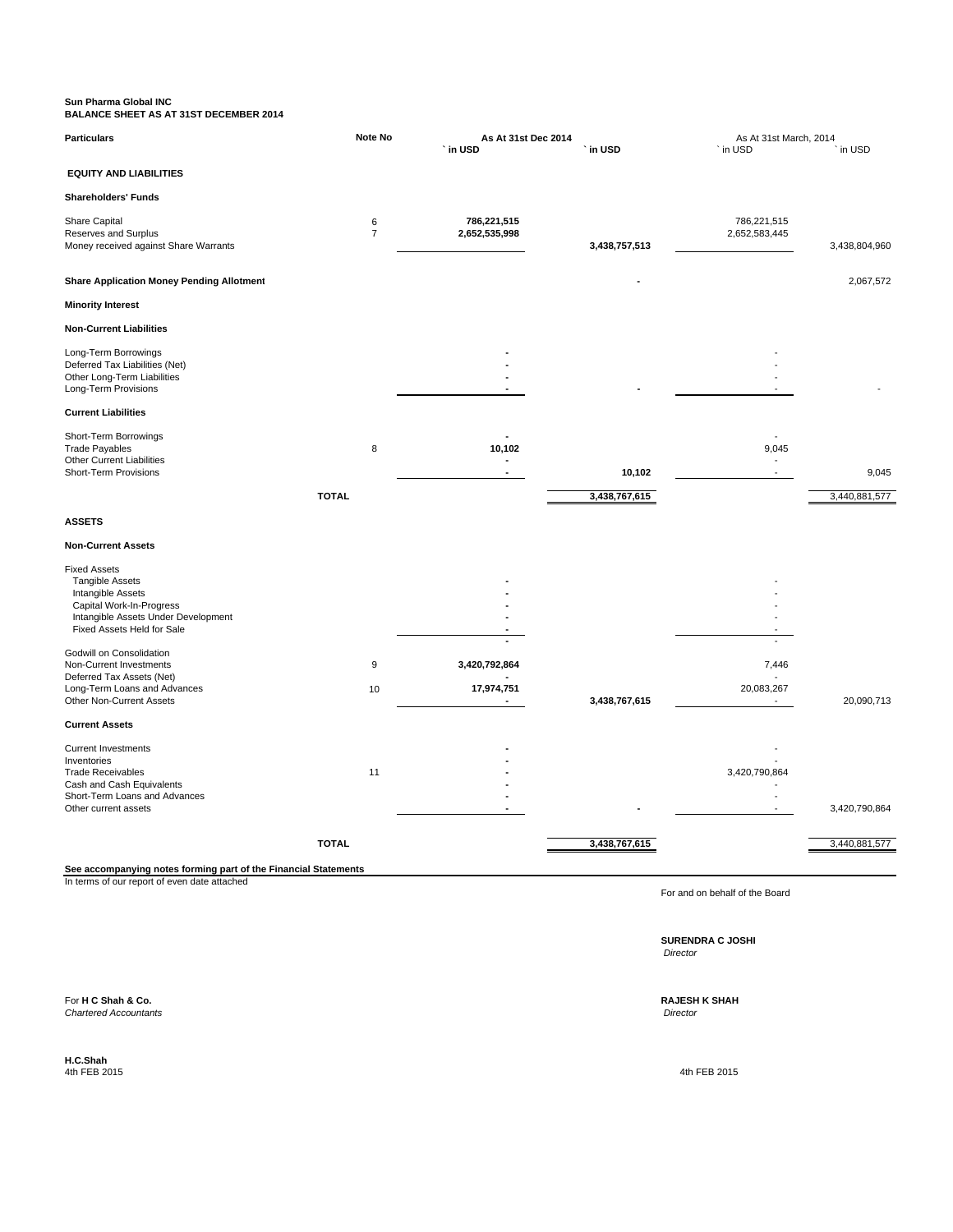**Sun Pharma Global INC**
**BALANCE SHEET AS AT 31ST DECEMBER 2014**

| Particulars | Note No | As At 31st Dec 2014 ` in USD | ` in USD | As At 31st March, 2014 ` in USD | ` in USD |
|---|---|---|---|---|---|
| **EQUITY AND LIABILITIES** | | | | | |
| **Shareholders' Funds** | | | | | |
| Share Capital | 6 | 786,221,515 | | 786,221,515 | |
| Reserves and Surplus | 7 | 2,652,535,998 | | 2,652,583,445 | |
| Money received against Share Warrants | | | 3,438,757,513 | | 3,438,804,960 |
| **Share Application Money Pending Allotment** | | | - | | 2,067,572 |
| **Minority Interest** | | | | | |
| **Non-Current Liabilities** | | | | | |
| Long-Term Borrowings | | - | | - | |
| Deferred Tax Liabilities (Net) | | - | | - | |
| Other Long-Term Liabilities | | - | | - | |
| Long-Term Provisions | | - | - | - | - |
| **Current Liabilities** | | | | | |
| Short-Term Borrowings | | - | | - | |
| Trade Payables | 8 | 10,102 | | 9,045 | |
| Other Current Liabilities | | - | | - | |
| Short-Term Provisions | | - | 10,102 | - | 9,045 |
| **TOTAL** | | | 3,438,767,615 | | 3,440,881,577 |
| **ASSETS** | | | | | |
| **Non-Current Assets** | | | | | |
| Fixed Assets | | | | | |
| Tangible Assets | | - | | - | |
| Intangible Assets | | - | | - | |
| Capital Work-In-Progress | | - | | - | |
| Intangible Assets Under Development | | - | | - | |
| Fixed Assets Held for Sale | | - | | - | |
| | | - | | - | |
| Godwill on Consolidation | | | | | |
| Non-Current Investments | 9 | 3,420,792,864 | | 7,446 | |
| Deferred Tax Assets (Net) | | - | | - | |
| Long-Term Loans and Advances | 10 | 17,974,751 | | 20,083,267 | |
| Other Non-Current Assets | | - | 3,438,767,615 | - | 20,090,713 |
| **Current Assets** | | | | | |
| Current Investments | | - | | - | |
| Inventories | | - | | - | |
| Trade Receivables | 11 | - | | 3,420,790,864 | |
| Cash and Cash Equivalents | | - | | - | |
| Short-Term Loans and Advances | | - | | - | |
| Other current assets | | - | - | - | 3,420,790,864 |
| **TOTAL** | | | 3,438,767,615 | | 3,440,881,577 |

**See accompanying notes forming part of the Financial Statements**

In terms of our report of even date attached

For and on behalf of the Board

**SURENDRA C JOSHI**
*Director*

For **H C Shah & Co.**
*Chartered Accountants*

**RAJESH K SHAH**
*Director*

**H.C.Shah**
4th FEB 2015

4th FEB 2015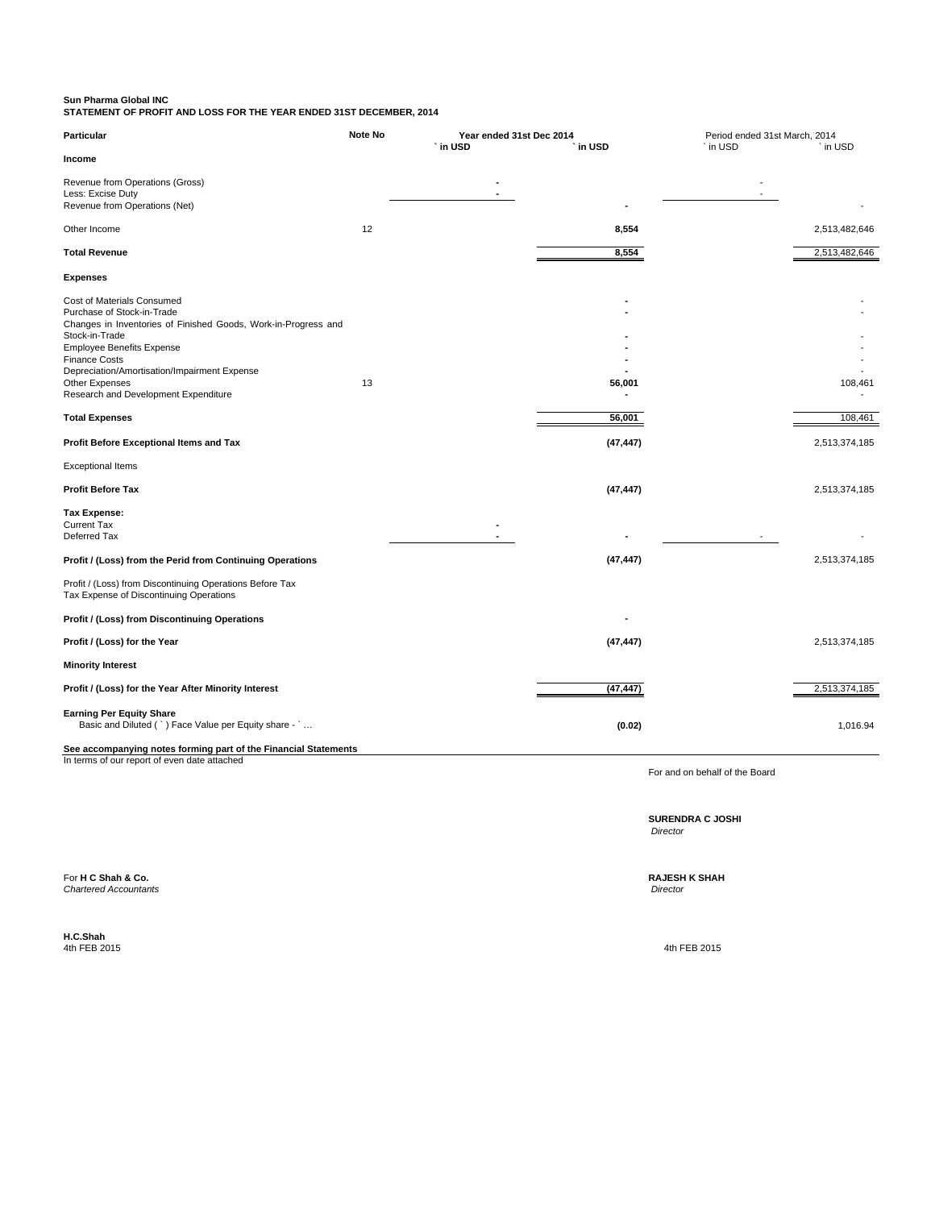**Sun Pharma Global INC**
**STATEMENT OF PROFIT AND LOSS FOR THE YEAR ENDED 31ST DECEMBER, 2014**

| Particular | Note No | Year ended 31st Dec 2014 | | Period ended 31st March, 2014 | |
|---|---|---|---|---|---|
| | | ` in USD | ` in USD | ` in USD | ` in USD |
| **Income** | | | | | |
| Revenue from Operations (Gross) | | - | | - | |
| Less: Excise Duty | | - | | - | |
| Revenue from Operations (Net) | | | - | | - |
| Other Income | 12 | | 8,554 | | 2,513,482,646 |
| **Total Revenue** | | | 8,554 | | 2,513,482,646 |
| **Expenses** | | | | | |
| Cost of Materials Consumed | | | - | | - |
| Purchase of Stock-in-Trade | | | - | | - |
| Changes in Inventories of Finished Goods, Work-in-Progress and Stock-in-Trade | | | - | | - |
| Employee Benefits Expense | | | - | | - |
| Finance Costs | | | - | | - |
| Depreciation/Amortisation/Impairment Expense | | | - | | - |
| Other Expenses | 13 | | 56,001 | | 108,461 |
| Research and Development Expenditure | | | - | | - |
| **Total Expenses** | | | 56,001 | | 108,461 |
| **Profit Before Exceptional Items and Tax** | | | (47,447) | | 2,513,374,185 |
| Exceptional Items | | | | | |
| **Profit Before Tax** | | | (47,447) | | 2,513,374,185 |
| **Tax Expense:** | | | | | |
| Current Tax | | - | | | |
| Deferred Tax | | - | - | - | - |
| **Profit / (Loss) from the Perid from Continuing Operations** | | | (47,447) | | 2,513,374,185 |
| Profit / (Loss) from Discontinuing Operations Before Tax | | | | | |
| Tax Expense of Discontinuing Operations | | | | | |
| **Profit / (Loss) from Discontinuing Operations** | | | - | | |
| **Profit / (Loss) for the Year** | | | (47,447) | | 2,513,374,185 |
| **Minority Interest** | | | | | |
| **Profit / (Loss) for the Year After Minority Interest** | | | (47,447) | | 2,513,374,185 |
| **Earning Per Equity Share** | | | | | |
| Basic and Diluted ( ` ) Face Value per Equity share - ` … | | | (0.02) | | 1,016.94 |

**See accompanying notes forming part of the Financial Statements**

In terms of our report of even date attached

For and on behalf of the Board

**SURENDRA C JOSHI**
*Director*

For **H C Shah & Co.**
*Chartered Accountants*

**RAJESH K SHAH**
*Director*

**H.C.Shah**
4th FEB 2015

4th FEB 2015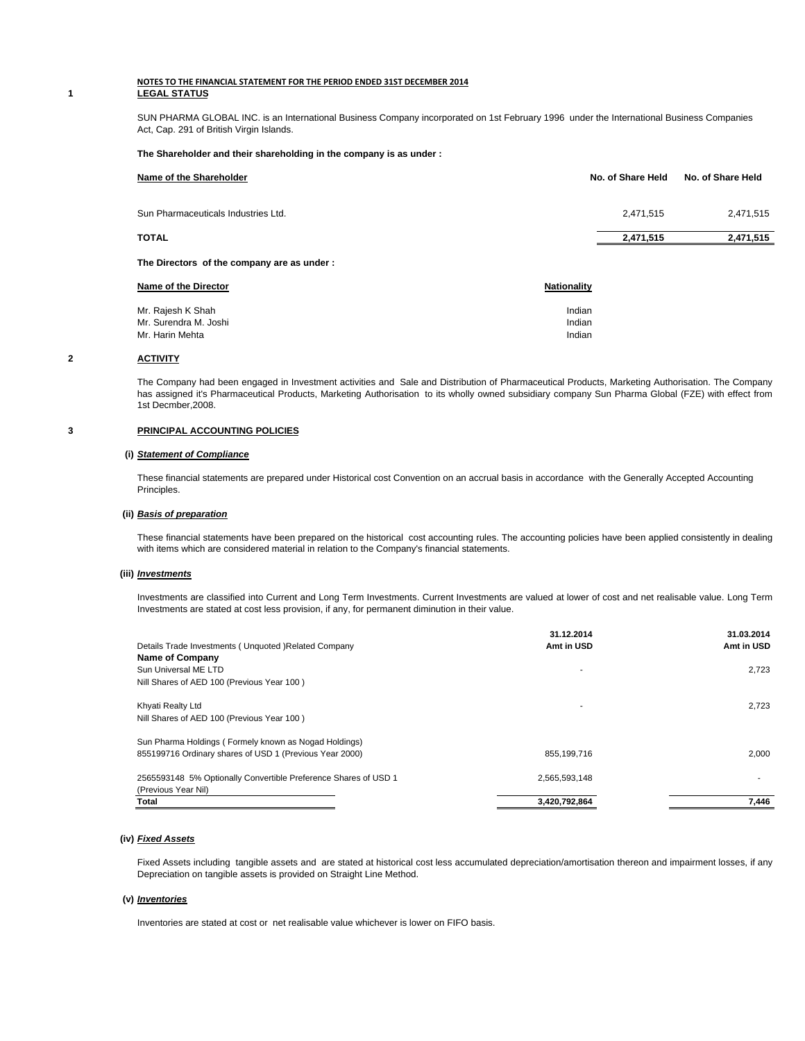**NOTES TO THE FINANCIAL STATEMENT FOR THE PERIOD ENDED 31ST DECEMBER 2014**

## 1 LEGAL STATUS

SUN PHARMA GLOBAL INC. is an International Business Company incorporated on 1st February 1996 under the International Business Companies Act, Cap. 291 of British Virgin Islands.

**The Shareholder and their shareholding in the company is as under :**

| Name of the Shareholder | No. of Share Held | No. of Share Held |
|---|---|---|
| Sun Pharmaceuticals Industries Ltd. | 2,471,515 | 2,471,515 |
| **TOTAL** | **2,471,515** | **2,471,515** |

**The Directors of the company are as under :**

| Name of the Director | Nationality |
|---|---|
| Mr. Rajesh K Shah | Indian |
| Mr. Surendra M. Joshi | Indian |
| Mr. Harin Mehta | Indian |

## 2 ACTIVITY

The Company had been engaged in Investment activities and Sale and Distribution of Pharmaceutical Products, Marketing Authorisation. The Company has assigned it's Pharmaceutical Products, Marketing Authorisation to its wholly owned subsidiary company Sun Pharma Global (FZE) with effect from 1st Decmber,2008.

## 3 PRINCIPAL ACCOUNTING POLICIES

### (i) *Statement of Compliance*

These financial statements are prepared under Historical cost Convention on an accrual basis in accordance with the Generally Accepted Accounting Principles.

### (ii) *Basis of preparation*

These financial statements have been prepared on the historical cost accounting rules. The accounting policies have been applied consistently in dealing with items which are considered material in relation to the Company's financial statements.

### (iii) *Investments*

Investments are classified into Current and Long Term Investments. Current Investments are valued at lower of cost and net realisable value. Long Term Investments are stated at cost less provision, if any, for permanent diminution in their value.

| Details Trade Investments ( Unquoted )Related Company | 31.12.2014 Amt in USD | 31.03.2014 Amt in USD |
|---|---|---|
| **Name of Company** | | |
| Sun Universal ME LTD | - | 2,723 |
| Nill Shares of AED 100 (Previous Year 100 ) | | |
| Khyati Realty Ltd | - | 2,723 |
| Nill Shares of AED 100 (Previous Year 100 ) | | |
| Sun Pharma Holdings ( Formely known as Nogad Holdings) | | |
| 855199716 Ordinary shares of USD 1 (Previous Year 2000) | 855,199,716 | 2,000 |
| 2565593148 5% Optionally Convertible Preference Shares of USD 1 (Previous Year Nil) | 2,565,593,148 | - |
| **Total** | **3,420,792,864** | **7,446** |

### (iv) *Fixed Assets*

Fixed Assets including tangible assets and are stated at historical cost less accumulated depreciation/amortisation thereon and impairment losses, if any Depreciation on tangible assets is provided on Straight Line Method.

### (v) *Inventories*

Inventories are stated at cost or net realisable value whichever is lower on FIFO basis.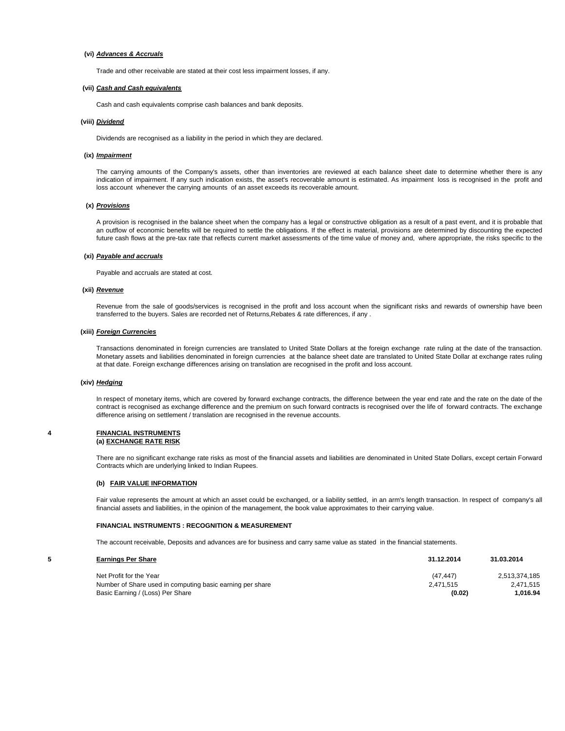**(vi) *Advances & Accruals***

Trade and other receivable are stated at their cost less impairment losses, if any.

**(vii) *Cash and Cash equivalents***

Cash and cash equivalents comprise cash balances and bank deposits.

**(viii) *Dividend***

Dividends are recognised as a liability in the period in which they are declared.

**(ix) *Impairment***

The carrying amounts of the Company's assets, other than inventories are reviewed at each balance sheet date to determine whether there is any indication of impairment. If any such indication exists, the asset's recoverable amount is estimated. As impairment loss is recognised in the profit and loss account whenever the carrying amounts of an asset exceeds its recoverable amount.

**(x) *Provisions***

A provision is recognised in the balance sheet when the company has a legal or constructive obligation as a result of a past event, and it is probable that an outflow of economic benefits will be required to settle the obligations. If the effect is material, provisions are determined by discounting the expected future cash flows at the pre-tax rate that reflects current market assessments of the time value of money and, where appropriate, the risks specific to the

**(xi) *Payable and accruals***

Payable and accruals are stated at cost.

**(xii) *Revenue***

Revenue from the sale of goods/services is recognised in the profit and loss account when the significant risks and rewards of ownership have been transferred to the buyers. Sales are recorded net of Returns,Rebates & rate differences, if any .

**(xiii) *Foreign Currencies***

Transactions denominated in foreign currencies are translated to United State Dollars at the foreign exchange rate ruling at the date of the transaction. Monetary assets and liabilities denominated in foreign currencies at the balance sheet date are translated to United State Dollar at exchange rates ruling at that date. Foreign exchange differences arising on translation are recognised in the profit and loss account.

**(xiv) *Hedging***

In respect of monetary items, which are covered by forward exchange contracts, the difference between the year end rate and the rate on the date of the contract is recognised as exchange difference and the premium on such forward contracts is recognised over the life of forward contracts. The exchange difference arising on settlement / translation are recognised in the revenue accounts.

## 4 FINANCIAL INSTRUMENTS

**(a) EXCHANGE RATE RISK**

There are no significant exchange rate risks as most of the financial assets and liabilities are denominated in United State Dollars, except certain Forward Contracts which are underlying linked to Indian Rupees.

**(b) FAIR VALUE INFORMATION**

Fair value represents the amount at which an asset could be exchanged, or a liability settled, in an arm's length transaction. In respect of company's all financial assets and liabilities, in the opinion of the management, the book value approximates to their carrying value.

**FINANCIAL INSTRUMENTS : RECOGNITION & MEASUREMENT**

The account receivable, Deposits and advances are for business and carry same value as stated in the financial statements.

## 5 Earnings Per Share

| | 31.12.2014 | 31.03.2014 |
|---|---|---|
| Net Profit for the Year | (47,447) | 2,513,374,185 |
| Number of Share used in computing basic earning per share | 2,471,515 | 2,471,515 |
| Basic Earning / (Loss) Per Share | **(0.02)** | **1,016.94** |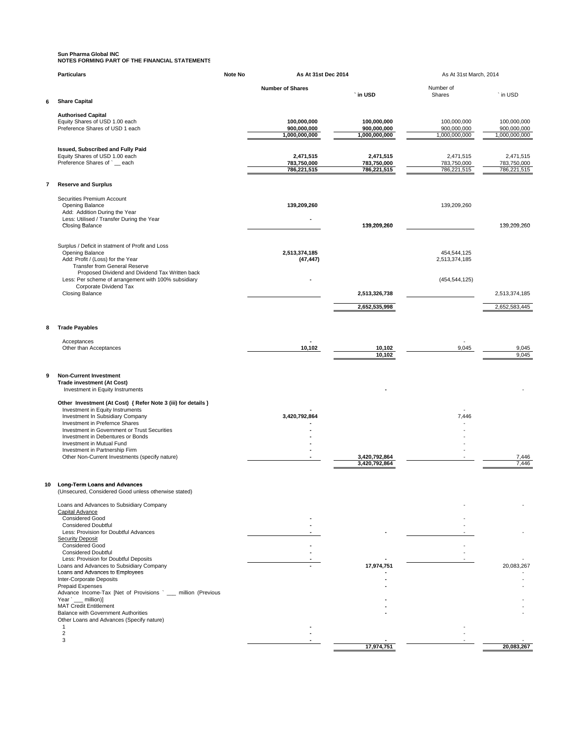**Sun Pharma Global INC**
**NOTES FORMING PART OF THE FINANCIAL STATEMENTS**

| | Particulars | Note No | As At 31st Dec 2014 | | As At 31st March, 2014 | |
|---|---|---|---|---|---|---|
| | | | Number of Shares | ` in USD | Number of Shares | ` in USD |
| **6** | **Share Capital** | | | | | |
| | **Authorised Capital** | | | | | |
| | Equity Shares of USD 1.00 each | | 100,000,000 | 100,000,000 | 100,000,000 | 100,000,000 |
| | Preference Shares of USD 1 each | | 900,000,000 | 900,000,000 | 900,000,000 | 900,000,000 |
| | | | 1,000,000,000 | 1,000,000,000 | 1,000,000,000 | 1,000,000,000 |
| | **Issued, Subscribed and Fully Paid** | | | | | |
| | Equity Shares of USD 1.00 each | | 2,471,515 | 2,471,515 | 2,471,515 | 2,471,515 |
| | Preference Shares of ` __ each | | 783,750,000 | 783,750,000 | 783,750,000 | 783,750,000 |
| | | | 786,221,515 | 786,221,515 | 786,221,515 | 786,221,515 |
| **7** | **Reserve and Surplus** | | | | | |
| | Securities Premium Account | | | | | |
| | Opening Balance | | 139,209,260 | | 139,209,260 | |
| | Add: Addition During the Year | | | | | |
| | Less: Utilised / Transfer During the Year | | - | | | |
| | Closing Balance | | | 139,209,260 | | 139,209,260 |
| | Surplus / Deficit in statment of Profit and Loss | | | | | |
| | Opening Balance | | 2,513,374,185 | | 454,544,125 | |
| | Add: Profit / (Loss) for the Year | | (47,447) | | 2,513,374,185 | |
| | Transfer from General Reserve | | | | | |
| | Proposed Dividend and Dividend Tax Written back | | | | | |
| | Less: Per scheme of arrangement with 100% subsidiary | | - | | (454,544,125) | |
| | Corporate Dividend Tax | | | | | |
| | Closing Balance | | | 2,513,326,738 | | 2,513,374,185 |
| | | | | 2,652,535,998 | | 2,652,583,445 |
| **8** | **Trade Payables** | | | | | |
| | Acceptances | | - | | - | |
| | Other than Acceptances | | 10,102 | 10,102 | 9,045 | 9,045 |
| | | | | 10,102 | | 9,045 |
| **9** | **Non-Current Investment** | | | | | |
| | **Trade investment (At Cost)** | | | | | |
| | Investment in Equity Instruments | | | - | | - |
| | **Other Investment (At Cost) { Refer Note 3 (iii) for details }** | | | | | |
| | Investment in Equity Instruments | | - | | - | |
| | Investment In Subsidiary Company | | 3,420,792,864 | | 7,446 | |
| | Investment in Prefernce Shares | | - | | - | |
| | Investment in Government or Trust Securities | | - | | - | |
| | Investment in Debentures or Bonds | | - | | - | |
| | Investment in Mutual Fund | | - | | - | |
| | Investment in Partnership Firm | | - | | - | |
| | Other Non-Current Investments (specify nature) | | - | 3,420,792,864 | - | 7,446 |
| | | | | 3,420,792,864 | | 7,446 |
| **10** | **Long-Term Loans and Advances** | | | | | |
| | (Unsecured, Considered Good unless otherwise stated) | | | | | |
| | Loans and Advances to Subsidiary Company | | | | - | - |
| | Capital Advance | | | | | |
| | Considered Good | | - | | - | |
| | Considered Doubtful | | - | | - | |
| | Less: Provision for Doubtful Advances | | - | - | - | - |
| | Security Deposit | | | | | |
| | Considered Good | | - | | - | |
| | Considered Doubtful | | - | | - | |
| | Less: Provision for Doubtful Deposits | | - | - | - | - |
| | Loans and Advances to Subsidiary Company | | - | 17,974,751 | | 20,083,267 |
| | Loans and Advances to Employees | | | - | | - |
| | Inter-Corporate Deposits | | | - | | - |
| | Prepaid Expenses | | | - | | - |
| | Advance Income-Tax [Net of Provisions ` ___ million (Previous Year ` ___ million)] | | | - | | - |
| | MAT Credit Entitlement | | | - | | - |
| | Balance with Government Authorities | | | - | | - |
| | Other Loans and Advances (Specify nature) | | | | | |
| | 1 | | - | | - | |
| | 2 | | - | | - | |
| | 3 | | - | - | - | - |
| | | | | 17,974,751 | | 20,083,267 |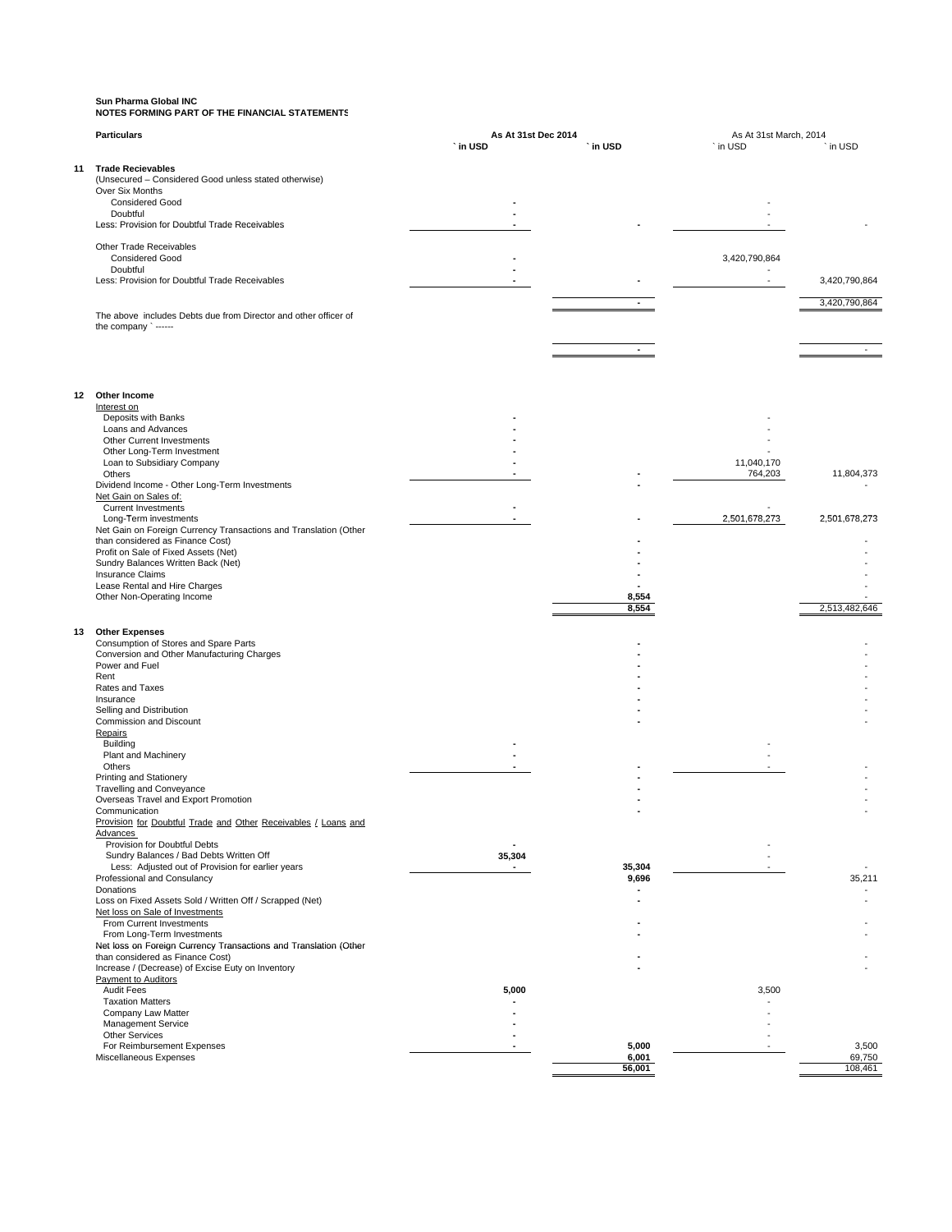**Sun Pharma Global INC**
**NOTES FORMING PART OF THE FINANCIAL STATEMENTS**

| | **Particulars** | **As At 31st Dec 2014** | | As At 31st March, 2014 | |
|---|---|---|---|---|---|
| | | ` in USD | ` in USD | ` in USD | ` in USD |
| **11** | **Trade Recievables** | | | | |
| | (Unsecured – Considered Good unless stated otherwise) | | | | |
| | Over Six Months | | | | |
| | Considered Good | - | | - | |
| | Doubtful | - | | - | |
| | Less: Provision for Doubtful Trade Receivables | - | - | - | - |
| | Other Trade Receivables | | | | |
| | Considered Good | - | | 3,420,790,864 | |
| | Doubtful | - | | - | |
| | Less: Provision for Doubtful Trade Receivables | - | - | - | 3,420,790,864 |
| | | | - | | 3,420,790,864 |
| | The above includes Debts due from Director and other officer of the company ` ------ | | | | |
| | | | - | | - |
| **12** | **Other Income** | | | | |
| | Interest on | | | | |
| | Deposits with Banks | - | | - | |
| | Loans and Advances | - | | - | |
| | Other Current Investments | - | | - | |
| | Other Long-Term Investment | - | | - | |
| | Loan to Subsidiary Company | - | | 11,040,170 | |
| | Others | - | - | 764,203 | 11,804,373 |
| | Dividend Income - Other Long-Term Investments | | - | | - |
| | Net Gain on Sales of: | | | | |
| | Current Investments | - | | - | |
| | Long-Term investments | - | - | 2,501,678,273 | 2,501,678,273 |
| | Net Gain on Foreign Currency Transactions and Translation (Other than considered as Finance Cost) | | - | | - |
| | Profit on Sale of Fixed Assets (Net) | | - | | - |
| | Sundry Balances Written Back (Net) | | - | | - |
| | Insurance Claims | | - | | - |
| | Lease Rental and Hire Charges | | - | | - |
| | Other Non-Operating Income | | 8,554 | | - |
| | | | 8,554 | | 2,513,482,646 |
| **13** | **Other Expenses** | | | | |
| | Consumption of Stores and Spare Parts | | - | | - |
| | Conversion and Other Manufacturing Charges | | - | | - |
| | Power and Fuel | | - | | - |
| | Rent | | - | | - |
| | Rates and Taxes | | - | | - |
| | Insurance | | - | | - |
| | Selling and Distribution | | - | | - |
| | Commission and Discount | | - | | - |
| | Repairs | | | | |
| | Building | - | | - | |
| | Plant and Machinery | - | | - | |
| | Others | - | - | - | - |
| | Printing and Stationery | | - | | - |
| | Travelling and Conveyance | | - | | - |
| | Overseas Travel and Export Promotion | | - | | - |
| | Communication | | - | | - |
| | Provision for Doubtful Trade and Other Receivables / Loans and Advances | | | | |
| | Provision for Doubtful Debts | - | | - | |
| | Sundry Balances / Bad Debts Written Off | 35,304 | | - | |
| | Less: Adjusted out of Provision for earlier years | - | 35,304 | - | - |
| | Professional and Consulancy | | 9,696 | | 35,211 |
| | Donations | | - | | - |
| | Loss on Fixed Assets Sold / Written Off / Scrapped (Net) | | - | | - |
| | Net loss on Sale of Investments | | | | |
| | From Current Investments | | - | | - |
| | From Long-Term Investments | | - | | - |
| | Net loss on Foreign Currency Transactions and Translation (Other than considered as Finance Cost) | | - | | - |
| | Increase / (Decrease) of Excise Euty on Inventory | | - | | - |
| | Payment to Auditors | | | | |
| | Audit Fees | 5,000 | | 3,500 | |
| | Taxation Matters | - | | - | |
| | Company Law Matter | - | | - | |
| | Management Service | - | | - | |
| | Other Services | - | | - | |
| | For Reimbursement Expenses | - | 5,000 | - | 3,500 |
| | Miscellaneous Expenses | | 6,001 | | 69,750 |
| | | | 56,001 | | 108,461 |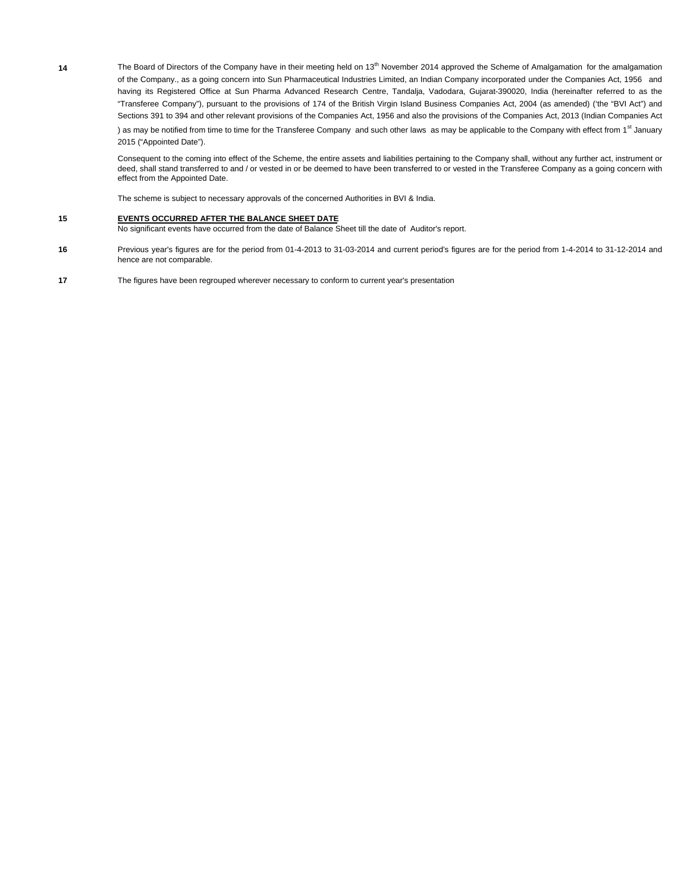**14** The Board of Directors of the Company have in their meeting held on 13th November 2014 approved the Scheme of Amalgamation for the amalgamation of the Company., as a going concern into Sun Pharmaceutical Industries Limited, an Indian Company incorporated under the Companies Act, 1956 and having its Registered Office at Sun Pharma Advanced Research Centre, Tandalja, Vadodara, Gujarat-390020, India (hereinafter referred to as the "Transferee Company"), pursuant to the provisions of 174 of the British Virgin Island Business Companies Act, 2004 (as amended) ('the "BVI Act") and Sections 391 to 394 and other relevant provisions of the Companies Act, 1956 and also the provisions of the Companies Act, 2013 (Indian Companies Act ) as may be notified from time to time for the Transferee Company and such other laws as may be applicable to the Company with effect from 1st January 2015 ("Appointed Date").

Consequent to the coming into effect of the Scheme, the entire assets and liabilities pertaining to the Company shall, without any further act, instrument or deed, shall stand transferred to and / or vested in or be deemed to have been transferred to or vested in the Transferee Company as a going concern with effect from the Appointed Date.

The scheme is subject to necessary approvals of the concerned Authorities in BVI & India.

**15** **EVENTS OCCURRED AFTER THE BALANCE SHEET DATE**

No significant events have occurred from the date of Balance Sheet till the date of Auditor's report.

**16** Previous year's figures are for the period from 01-4-2013 to 31-03-2014 and current period's figures are for the period from 1-4-2014 to 31-12-2014 and hence are not comparable.

**17** The figures have been regrouped wherever necessary to conform to current year's presentation